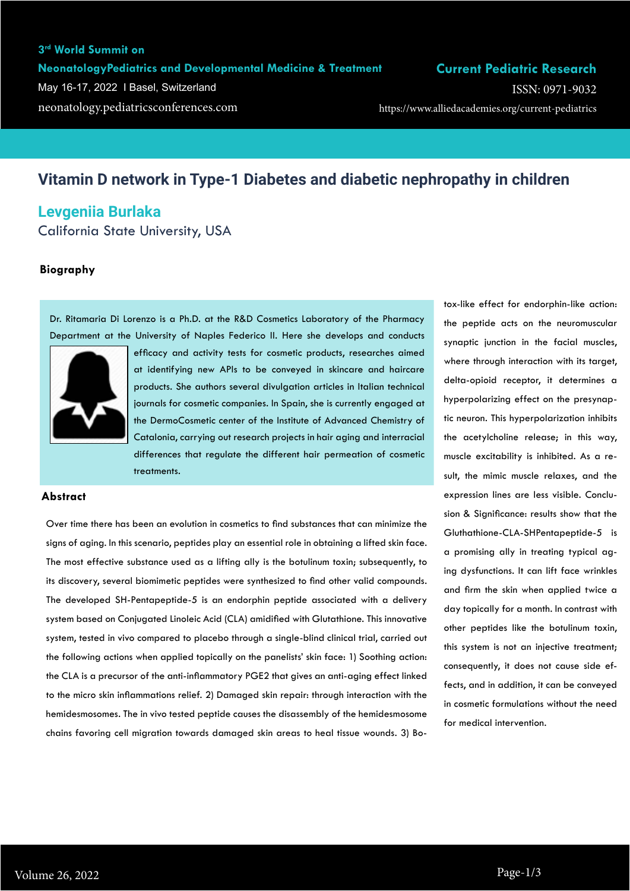# Vitamin D network in Type-1 Diabetes and diabetic nephropathy in children

## Levgeniia Burlaka

California State University, USA

### Biography

Dr. Ritamaria Di Lorenzo is a Ph.D. at the R&D Cosmetics Laboratory of the Pharmacy Department at the University of Naples Federico II. Here she develops and conducts efficacy and activity tests for cosmetic products, researches aimed at identifying new APIs to be conveyed in skincare and haircare products. She authors several divulgation articles in Italian technical journals for cosmetic companies. In Spain, she is currently engaged at the DermoCosmetic center of the Institute of Advanced Chemistry of Catalonia, carrying out research projects in hair aging and interracial differences that regulate the different hair permeation of cosmetic treatments.

### Abstract

Over time there has been an evolution in cosmetics to find substances that can minimize the signs of aging. In this scenario, peptides play an essential role in obtaining a lifted skin face. The most effective substance used as a lifting ally is the botulinum toxin; subsequently, to its discovery, several biomimetic peptides were synthesized to find other valid compounds. The developed SH-Pentapeptide-5 is an endorphin peptide associated with a delivery system based on Conjugated Linoleic Acid (CLA) amidified with Glutathione. This innovative system, tested in vivo compared to placebo through a single-blind clinical trial, carried out the following actions when applied topically on the panelists' skin face: 1) Soothing action: the CLA is a precursor of the anti-inflammatory PGE2 that gives an anti-aging effect linked to the micro skin inflammations relief. 2) Damaged skin repair: through interaction with the hemidesmosomes. The in vivo tested peptide causes the disassembly of the hemidesmosome chains favoring cell migration towards damaged skin areas to heal tissue wounds. 3) Botox-like effect for endorphin-like action: the peptide acts on the neuromuscular synaptic junction in the facial muscles, where through interaction with its target, delta-opioid receptor, it determines a hyperpolarizing effect on the presynaptic neuron. This hyperpolarization inhibits the acetylcholine release; in this way, muscle excitability is inhibited. As a result, the mimic muscle relaxes, and the expression lines are less visible. Conclusion & Significance: results show that the Gluthathione-CLA-SHPentapeptide-5 is a promising ally in treating typical aging dysfunctions. It can lift face wrinkles and firm the skin when applied twice a day topically for a month. In contrast with other peptides like the botulinum toxin, this system is not an injective treatment; consequently, it does not cause side effects, and in addition, it can be conveyed in cosmetic formulations without the need for medical intervention.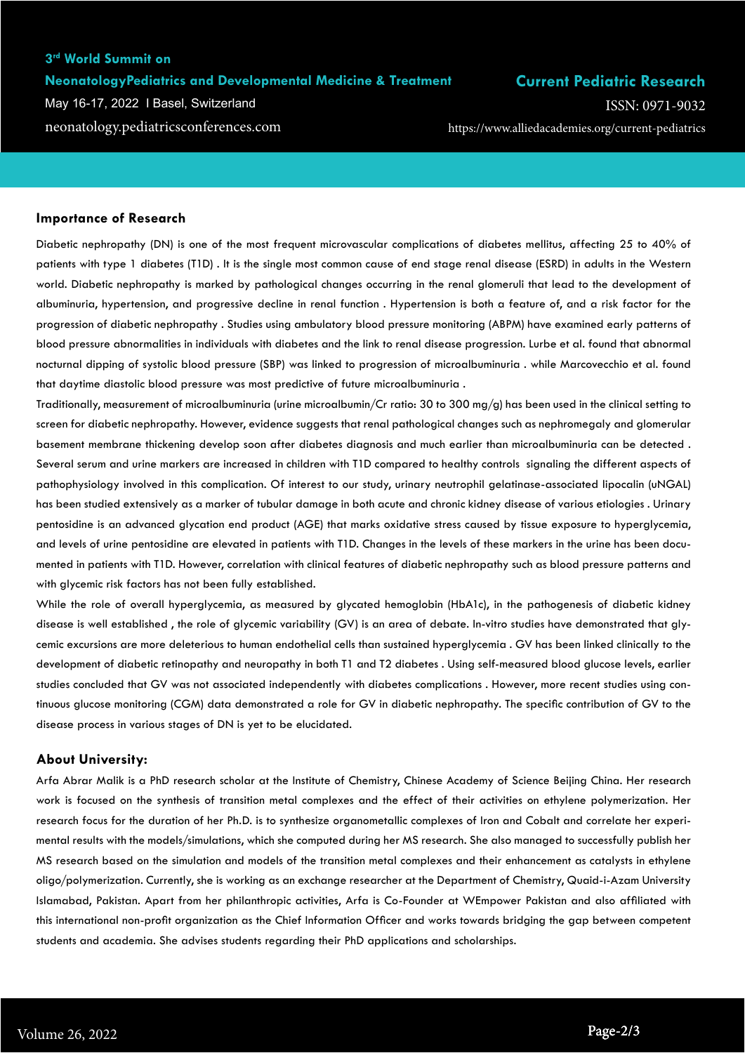## Importance of Research

Diabetic nephropathy (DN) is one of the most frequent microvascular complications of diabetes mellitus, affecting 25 to 40% of patients with type 1 diabetes (T1D) . It is the single most common cause of end stage renal disease (ESRD) in adults in the Western world. Diabetic nephropathy is marked by pathological changes occurring in the renal glomeruli that lead to the development of albuminuria, hypertension, and progressive decline in renal function . Hypertension is both a feature of, and a risk factor for the progression of diabetic nephropathy . Studies using ambulatory blood pressure monitoring (ABPM) have examined early patterns of blood pressure abnormalities in individuals with diabetes and the link to renal disease progression. Lurbe et al. found that abnormal nocturnal dipping of systolic blood pressure (SBP) was linked to progression of microalbuminuria . while Marcovecchio et al. found that daytime diastolic blood pressure was most predictive of future microalbuminuria .

Traditionally, measurement of microalbuminuria (urine microalbumin/Cr ratio: 30 to 300 mg/g) has been used in the clinical setting to screen for diabetic nephropathy. However, evidence suggests that renal pathological changes such as nephromegaly and glomerular basement membrane thickening develop soon after diabetes diagnosis and much earlier than microalbuminuria can be detected . Several serum and urine markers are increased in children with T1D compared to healthy controls signaling the different aspects of pathophysiology involved in this complication. Of interest to our study, urinary neutrophil gelatinase-associated lipocalin (uNGAL) has been studied extensively as a marker of tubular damage in both acute and chronic kidney disease of various etiologies . Urinary pentosidine is an advanced glycation end product (AGE) that marks oxidative stress caused by tissue exposure to hyperglycemia, and levels of urine pentosidine are elevated in patients with T1D. Changes in the levels of these markers in the urine has been documented in patients with T1D. However, correlation with clinical features of diabetic nephropathy such as blood pressure patterns and with glycemic risk factors has not been fully established.

While the role of overall hyperglycemia, as measured by glycated hemoglobin (HbA1c), in the pathogenesis of diabetic kidney disease is well established , the role of glycemic variability (GV) is an area of debate. In-vitro studies have demonstrated that glycemic excursions are more deleterious to human endothelial cells than sustained hyperglycemia . GV has been linked clinically to the development of diabetic retinopathy and neuropathy in both T1 and T2 diabetes . Using self-measured blood glucose levels, earlier studies concluded that GV was not associated independently with diabetes complications . However, more recent studies using continuous glucose monitoring (CGM) data demonstrated a role for GV in diabetic nephropathy. The specific contribution of GV to the disease process in various stages of DN is yet to be elucidated.

## About University:

Arfa Abrar Malik is a PhD research scholar at the Institute of Chemistry, Chinese Academy of Science Beijing China. Her research work is focused on the synthesis of transition metal complexes and the effect of their activities on ethylene polymerization. Her research focus for the duration of her Ph.D. is to synthesize organometallic complexes of Iron and Cobalt and correlate her experimental results with the models/simulations, which she computed during her MS research. She also managed to successfully publish her MS research based on the simulation and models of the transition metal complexes and their enhancement as catalysts in ethylene oligo/polymerization. Currently, she is working as an exchange researcher at the Department of Chemistry, Quaid-i-Azam University Islamabad, Pakistan. Apart from her philanthropic activities, Arfa is Co-Founder at WEmpower Pakistan and also affiliated with this international non-profit organization as the Chief Information Officer and works towards bridging the gap between competent students and academia. She advises students regarding their PhD applications and scholarships.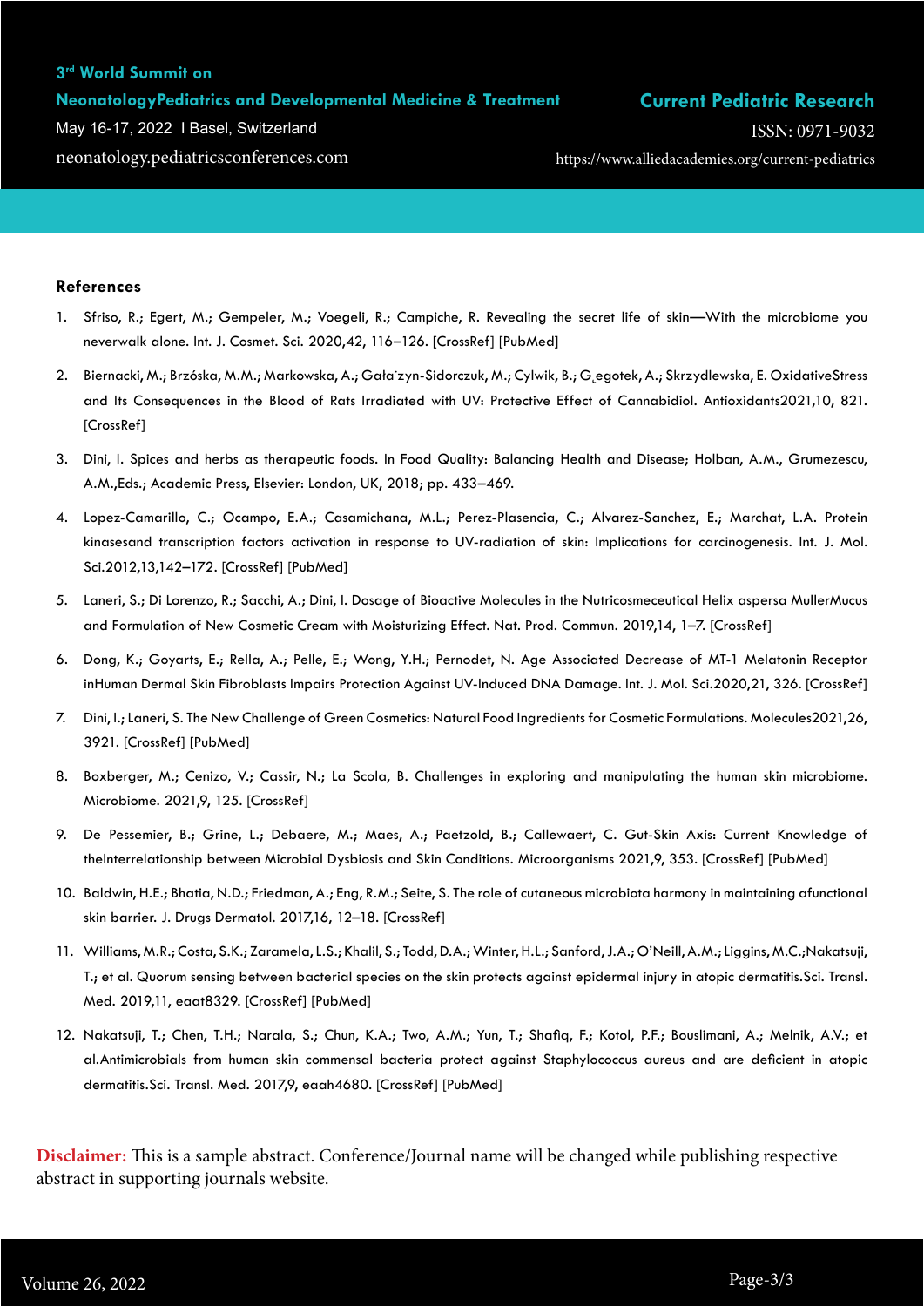## References

1. Sfriso, R.; Egert, M.; Gempeler, M.; Voegeli, R.; Campiche, R. Revealing the secret life of skin—With the microbiome you neverwalk alone. Int. J. Cosmet. Sci. 2020,42, 116–126. [CrossRef] [PubMed]
2. Biernacki, M.; Brzóska, M.M.; Markowska, A.; Gała˙zyn-Sidorczuk, M.; Cylwik, B.; G˛egotek, A.; Skrzydlewska, E. OxidativeStress and Its Consequences in the Blood of Rats Irradiated with UV: Protective Effect of Cannabidiol. Antioxidants2021,10, 821. [CrossRef]
3. Dini, I. Spices and herbs as therapeutic foods. In Food Quality: Balancing Health and Disease; Holban, A.M., Grumezescu, A.M.,Eds.; Academic Press, Elsevier: London, UK, 2018; pp. 433–469.
4. Lopez-Camarillo, C.; Ocampo, E.A.; Casamichana, M.L.; Perez-Plasencia, C.; Alvarez-Sanchez, E.; Marchat, L.A. Protein kinasesand transcription factors activation in response to UV-radiation of skin: Implications for carcinogenesis. Int. J. Mol. Sci.2012,13,142–172. [CrossRef] [PubMed]
5. Laneri, S.; Di Lorenzo, R.; Sacchi, A.; Dini, I. Dosage of Bioactive Molecules in the Nutricosmeceutical Helix aspersa MullerMucus and Formulation of New Cosmetic Cream with Moisturizing Effect. Nat. Prod. Commun. 2019,14, 1–7. [CrossRef]
6. Dong, K.; Goyarts, E.; Rella, A.; Pelle, E.; Wong, Y.H.; Pernodet, N. Age Associated Decrease of MT-1 Melatonin Receptor inHuman Dermal Skin Fibroblasts Impairs Protection Against UV-Induced DNA Damage. Int. J. Mol. Sci.2020,21, 326. [CrossRef]
7. Dini, I.; Laneri, S. The New Challenge of Green Cosmetics: Natural Food Ingredients for Cosmetic Formulations. Molecules2021,26, 3921. [CrossRef] [PubMed]
8. Boxberger, M.; Cenizo, V.; Cassir, N.; La Scola, B. Challenges in exploring and manipulating the human skin microbiome. Microbiome. 2021,9, 125. [CrossRef]
9. De Pessemier, B.; Grine, L.; Debaere, M.; Maes, A.; Paetzold, B.; Callewaert, C. Gut-Skin Axis: Current Knowledge of theInterrelationship between Microbial Dysbiosis and Skin Conditions. Microorganisms 2021,9, 353. [CrossRef] [PubMed]
10. Baldwin, H.E.; Bhatia, N.D.; Friedman, A.; Eng, R.M.; Seite, S. The role of cutaneous microbiota harmony in maintaining afunctional skin barrier. J. Drugs Dermatol. 2017,16, 12–18. [CrossRef]
11. Williams, M.R.; Costa, S.K.; Zaramela, L.S.; Khalil, S.; Todd, D.A.; Winter, H.L.; Sanford, J.A.; O'Neill, A.M.; Liggins, M.C.;Nakatsuji, T.; et al. Quorum sensing between bacterial species on the skin protects against epidermal injury in atopic dermatitis.Sci. Transl. Med. 2019,11, eaat8329. [CrossRef] [PubMed]
12. Nakatsuji, T.; Chen, T.H.; Narala, S.; Chun, K.A.; Two, A.M.; Yun, T.; Shafiq, F.; Kotol, P.F.; Bouslimani, A.; Melnik, A.V.; et al.Antimicrobials from human skin commensal bacteria protect against Staphylococcus aureus and are deficient in atopic dermatitis.Sci. Transl. Med. 2017,9, eaah4680. [CrossRef] [PubMed]

**Disclaimer:** This is a sample abstract. Conference/Journal name will be changed while publishing respective abstract in supporting journals website.